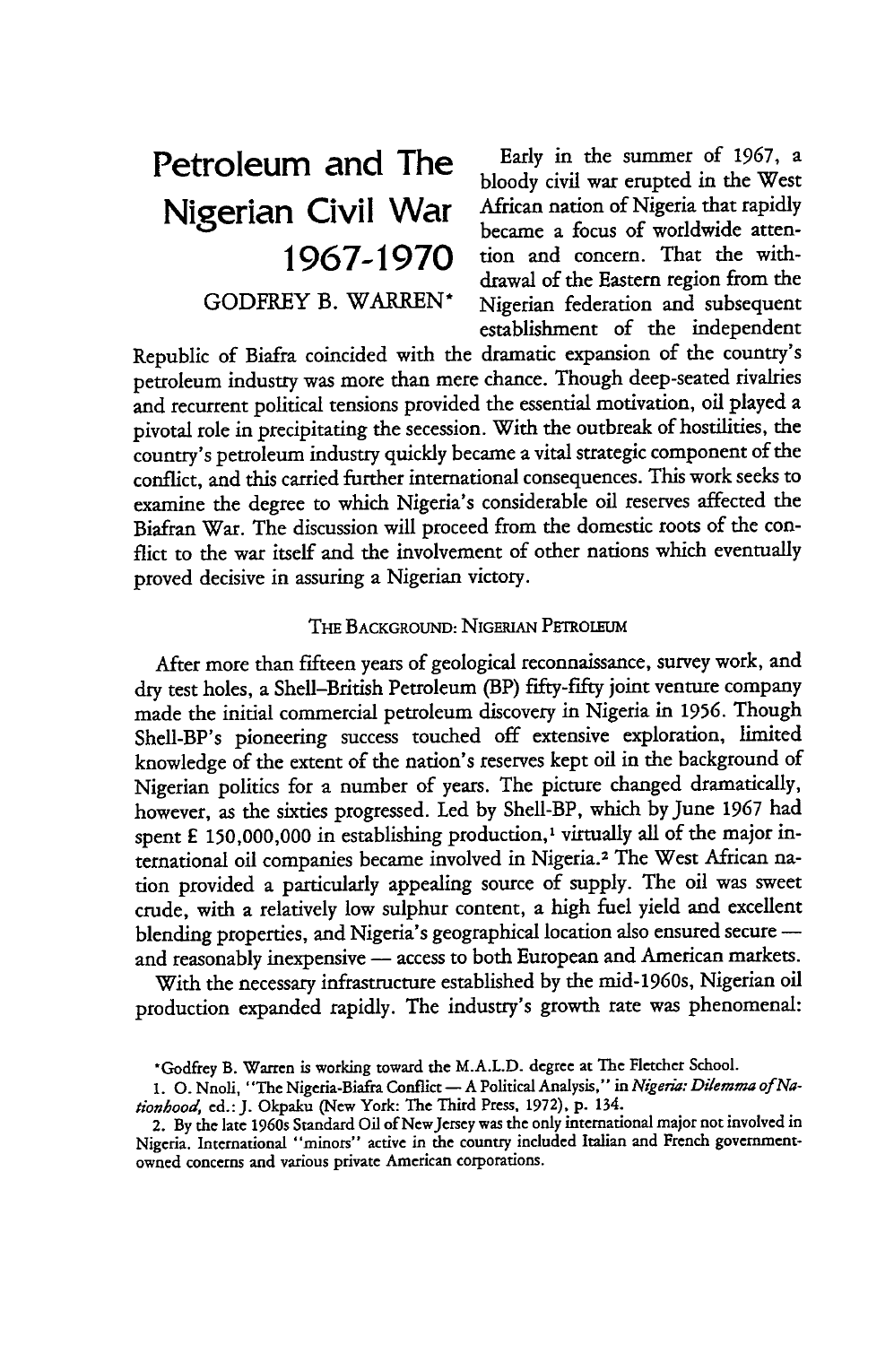# Petroleum and The Nigerian Civil War 1967-1970

GODFREY B. WARREN*

Early in the summer of 1967, a bloody civil war erupted in the West African nation of Nigeria that rapidly became a focus of worldwide attention and concern. That the withdrawal of the Eastern region from the Nigerian federation and subsequent establishment of the independent Republic of Biafra coincided with the dramatic expansion of the country's petroleum industry was more than mere chance. Though deep-seated rivalries and recurrent political tensions provided the essential motivation, oil played a pivotal role in precipitating the secession. With the outbreak of hostilities, the country's petroleum industry quickly became a vital strategic component of the conflict, and this carried further international consequences. This work seeks to examine the degree to which Nigeria's considerable oil reserves affected the Biafran War. The discussion will proceed from the domestic roots of the conflict to the war itself and the involvement of other nations which eventually proved decisive in assuring a Nigerian victory.

## The Background: Nigerian Petroleum

After more than fifteen years of geological reconnaissance, survey work, and dry test holes, a Shell–British Petroleum (BP) fifty-fifty joint venture company made the initial commercial petroleum discovery in Nigeria in 1956. Though Shell-BP's pioneering success touched off extensive exploration, limited knowledge of the extent of the nation's reserves kept oil in the background of Nigerian politics for a number of years. The picture changed dramatically, however, as the sixties progressed. Led by Shell-BP, which by June 1967 had spent £ 150,000,000 in establishing production,[1] virtually all of the major international oil companies became involved in Nigeria.[2] The West African nation provided a particularly appealing source of supply. The oil was sweet crude, with a relatively low sulphur content, a high fuel yield and excellent blending properties, and Nigeria's geographical location also ensured secure — and reasonably inexpensive — access to both European and American markets.

With the necessary infrastructure established by the mid-1960s, Nigerian oil production expanded rapidly. The industry's growth rate was phenomenal:

---

*Godfrey B. Warren is working toward the M.A.L.D. degree at The Fletcher School.

1. O. Nnoli, "The Nigeria-Biafra Conflict — A Political Analysis," in *Nigeria: Dilemma of Nationhood*, ed.: J. Okpaku (New York: The Third Press, 1972), p. 134.

2. By the late 1960s Standard Oil of New Jersey was the only international major not involved in Nigeria. International "minors" active in the country included Italian and French government-owned concerns and various private American corporations.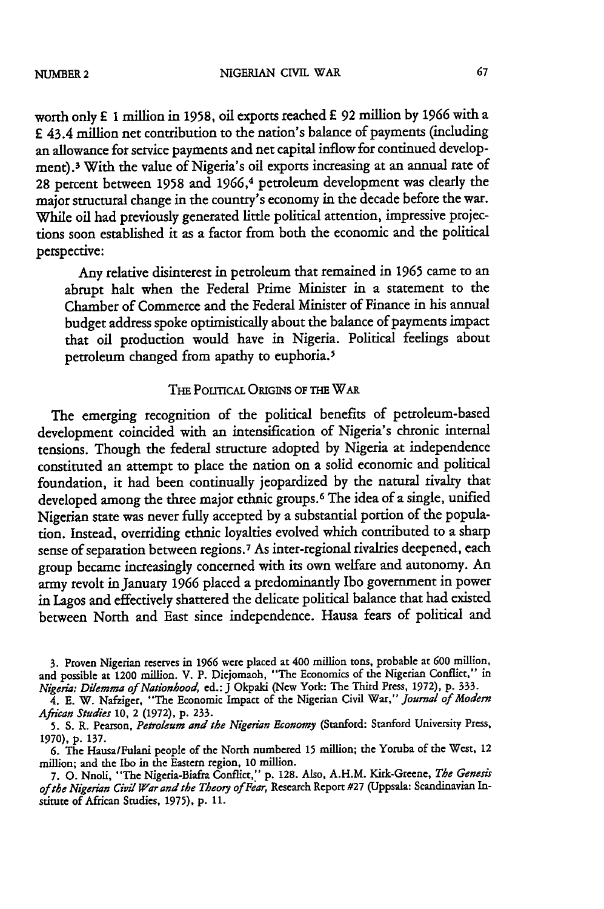worth only £ 1 million in 1958, oil exports reached £ 92 million by 1966 with a £ 43.4 million net contribution to the nation's balance of payments (including an allowance for service payments and net capital inflow for continued development).[3] With the value of Nigeria's oil exports increasing at an annual rate of 28 percent between 1958 and 1966,[4] petroleum development was clearly the major structural change in the country's economy in the decade before the war. While oil had previously generated little political attention, impressive projections soon established it as a factor from both the economic and the political perspective:

> Any relative disinterest in petroleum that remained in 1965 came to an abrupt halt when the Federal Prime Minister in a statement to the Chamber of Commerce and the Federal Minister of Finance in his annual budget address spoke optimistically about the balance of payments impact that oil production would have in Nigeria. Political feelings about petroleum changed from apathy to euphoria.[5]

## The Political Origins of the War

The emerging recognition of the political benefits of petroleum-based development coincided with an intensification of Nigeria's chronic internal tensions. Though the federal structure adopted by Nigeria at independence constituted an attempt to place the nation on a solid economic and political foundation, it had been continually jeopardized by the natural rivalry that developed among the three major ethnic groups.[6] The idea of a single, unified Nigerian state was never fully accepted by a substantial portion of the population. Instead, overriding ethnic loyalties evolved which contributed to a sharp sense of separation between regions.[7] As inter-regional rivalries deepened, each group became increasingly concerned with its own welfare and autonomy. An army revolt in January 1966 placed a predominantly Ibo government in power in Lagos and effectively shattered the delicate political balance that had existed between North and East since independence. Hausa fears of political and

---

3. Proven Nigerian reserves in 1966 were placed at 400 million tons, probable at 600 million, and possible at 1200 million. V. P. Diejomaoh, "The Economics of the Nigerian Conflict," in *Nigeria: Dilemma of Nationhood*, ed.: J Okpaki (New York: The Third Press, 1972), p. 333.

4. E. W. Nafziger, "The Economic Impact of the Nigerian Civil War," *Journal of Modern African Studies* 10, 2 (1972), p. 233.

5. S. R. Pearson, *Petroleum and the Nigerian Economy* (Stanford: Stanford University Press, 1970), p. 137.

6. The Hausa/Fulani people of the North numbered 15 million; the Yoruba of the West, 12 million; and the Ibo in the Eastern region, 10 million.

7. O. Nnoli, "The Nigeria-Biafra Conflict," p. 128. Also, A.H.M. Kirk-Greene, *The Genesis of the Nigerian Civil War and the Theory of Fear*, Research Report #27 (Uppsala: Scandinavian Institute of African Studies, 1975), p. 11.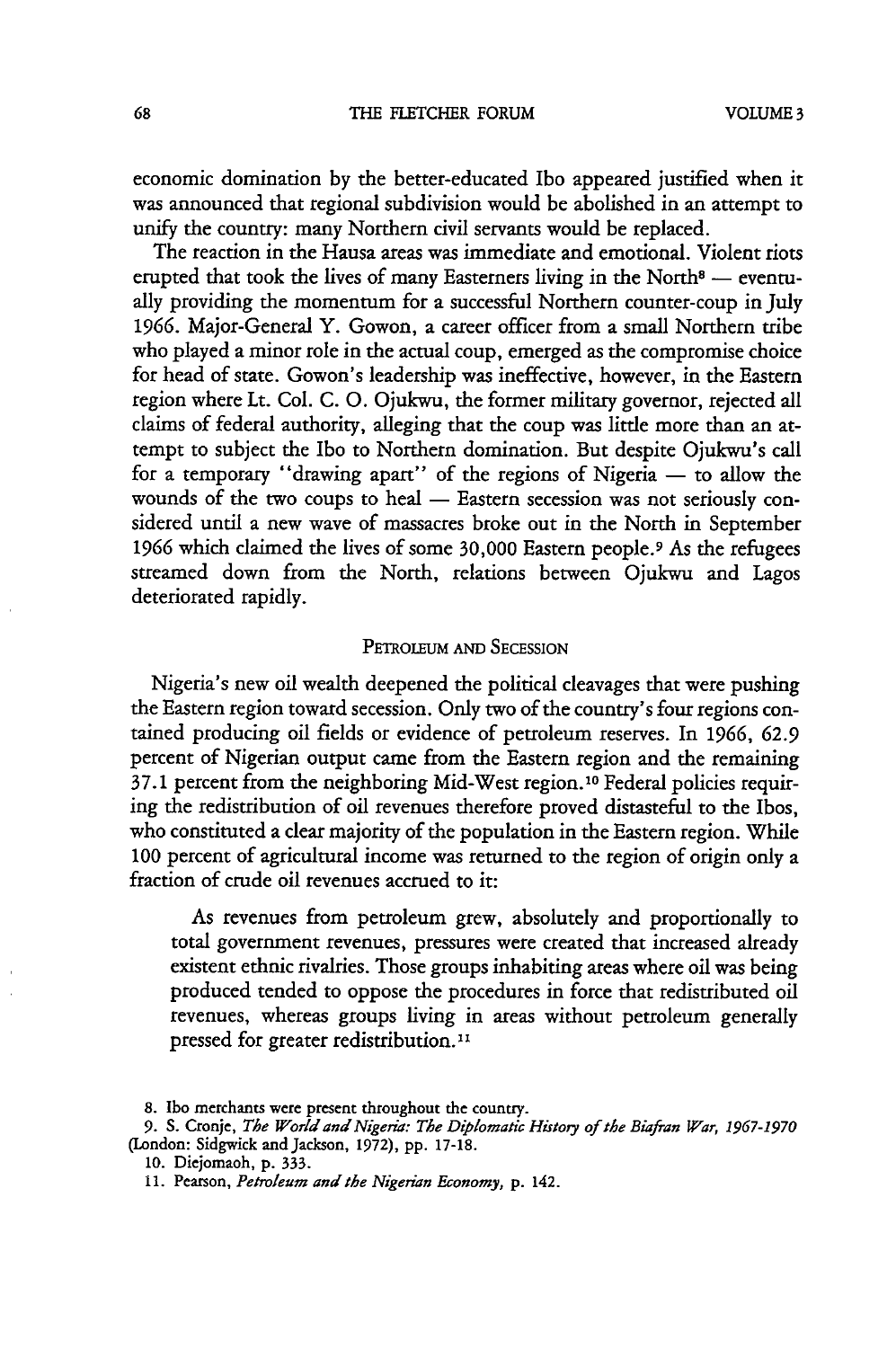economic domination by the better-educated Ibo appeared justified when it was announced that regional subdivision would be abolished in an attempt to unify the country: many Northern civil servants would be replaced.

The reaction in the Hausa areas was immediate and emotional. Violent riots erupted that took the lives of many Easterners living in the North[8] — eventually providing the momentum for a successful Northern counter-coup in July 1966. Major-General Y. Gowon, a career officer from a small Northern tribe who played a minor role in the actual coup, emerged as the compromise choice for head of state. Gowon's leadership was ineffective, however, in the Eastern region where Lt. Col. C. O. Ojukwu, the former military governor, rejected all claims of federal authority, alleging that the coup was little more than an attempt to subject the Ibo to Northern domination. But despite Ojukwu's call for a temporary "drawing apart" of the regions of Nigeria — to allow the wounds of the two coups to heal — Eastern secession was not seriously considered until a new wave of massacres broke out in the North in September 1966 which claimed the lives of some 30,000 Eastern people.[9] As the refugees streamed down from the North, relations between Ojukwu and Lagos deteriorated rapidly.

## Petroleum and Secession

Nigeria's new oil wealth deepened the political cleavages that were pushing the Eastern region toward secession. Only two of the country's four regions contained producing oil fields or evidence of petroleum reserves. In 1966, 62.9 percent of Nigerian output came from the Eastern region and the remaining 37.1 percent from the neighboring Mid-West region.[10] Federal policies requiring the redistribution of oil revenues therefore proved distasteful to the Ibos, who constituted a clear majority of the population in the Eastern region. While 100 percent of agricultural income was returned to the region of origin only a fraction of crude oil revenues accrued to it:

> As revenues from petroleum grew, absolutely and proportionally to total government revenues, pressures were created that increased already existent ethnic rivalries. Those groups inhabiting areas where oil was being produced tended to oppose the procedures in force that redistributed oil revenues, whereas groups living in areas without petroleum generally pressed for greater redistribution.[11]

8. Ibo merchants were present throughout the country.

9. S. Cronje, *The World and Nigeria: The Diplomatic History of the Biafran War, 1967-1970* (London: Sidgwick and Jackson, 1972), pp. 17-18.

10. Diejomaoh, p. 333.

11. Pearson, *Petroleum and the Nigerian Economy*, p. 142.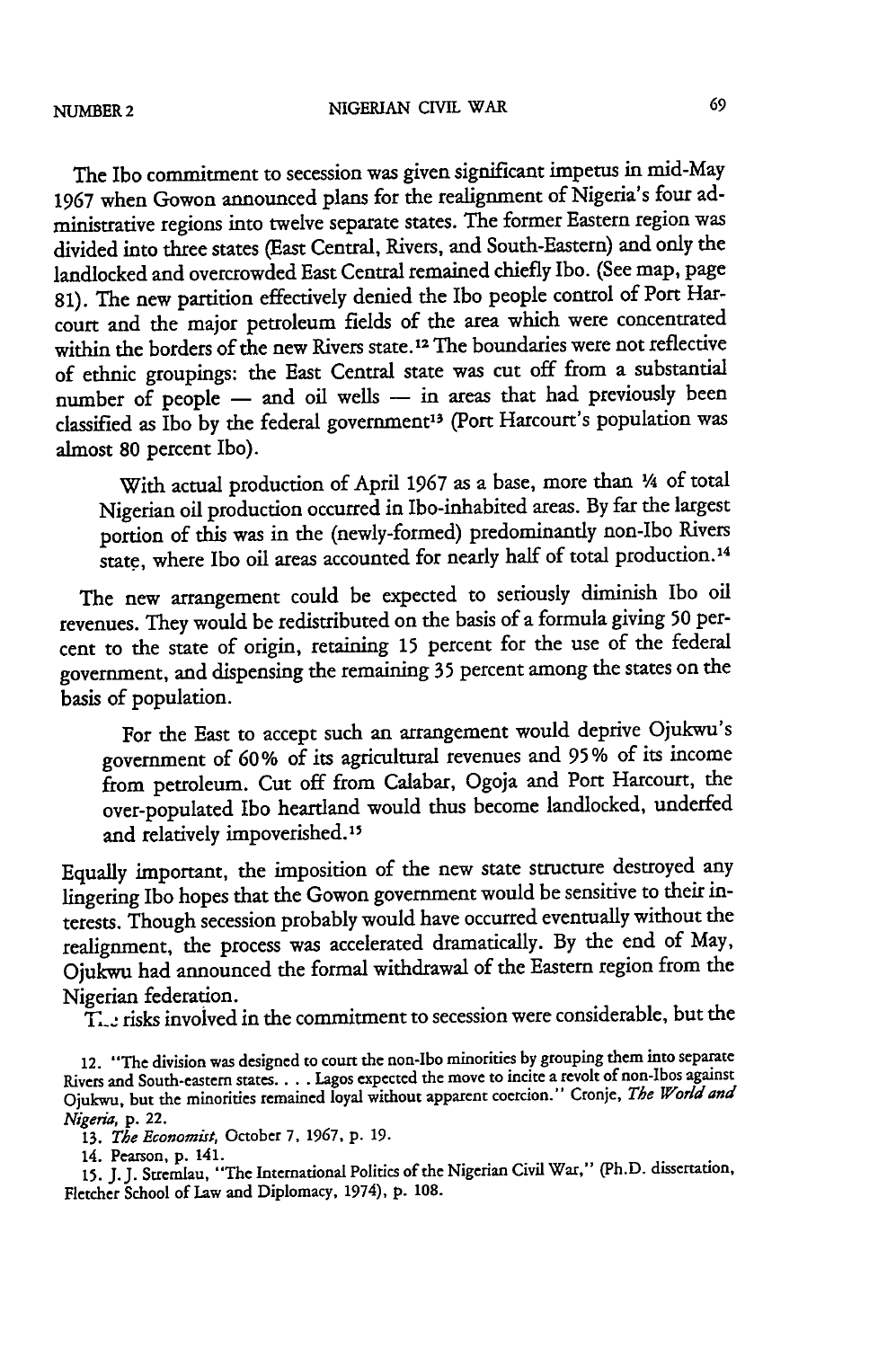The Ibo commitment to secession was given significant impetus in mid-May 1967 when Gowon announced plans for the realignment of Nigeria's four administrative regions into twelve separate states. The former Eastern region was divided into three states (East Central, Rivers, and South-Eastern) and only the landlocked and overcrowded East Central remained chiefly Ibo. (See map, page 81). The new partition effectively denied the Ibo people control of Port Harcourt and the major petroleum fields of the area which were concentrated within the borders of the new Rivers state.[12] The boundaries were not reflective of ethnic groupings: the East Central state was cut off from a substantial number of people — and oil wells — in areas that had previously been classified as Ibo by the federal government[13] (Port Harcourt's population was almost 80 percent Ibo).

> With actual production of April 1967 as a base, more than ¼ of total Nigerian oil production occurred in Ibo-inhabited areas. By far the largest portion of this was in the (newly-formed) predominantly non-Ibo Rivers state, where Ibo oil areas accounted for nearly half of total production.[14]

The new arrangement could be expected to seriously diminish Ibo oil revenues. They would be redistributed on the basis of a formula giving 50 percent to the state of origin, retaining 15 percent for the use of the federal government, and dispensing the remaining 35 percent among the states on the basis of population.

> For the East to accept such an arrangement would deprive Ojukwu's government of 60% of its agricultural revenues and 95% of its income from petroleum. Cut off from Calabar, Ogoja and Port Harcourt, the over-populated Ibo heartland would thus become landlocked, underfed and relatively impoverished.[15]

Equally important, the imposition of the new state structure destroyed any lingering Ibo hopes that the Gowon government would be sensitive to their interests. Though secession probably would have occurred eventually without the realignment, the process was accelerated dramatically. By the end of May, Ojukwu had announced the formal withdrawal of the Eastern region from the Nigerian federation.

The risks involved in the commitment to secession were considerable, but the

12. "The division was designed to court the non-Ibo minorities by grouping them into separate Rivers and South-eastern states. . . . Lagos expected the move to incite a revolt of non-Ibos against Ojukwu, but the minorities remained loyal without apparent coercion." Cronje, *The World and Nigeria*, p. 22.

13. *The Economist*, October 7, 1967, p. 19.

14. Pearson, p. 141.

15. J. J. Stremlau, "The International Politics of the Nigerian Civil War," (Ph.D. dissertation, Fletcher School of Law and Diplomacy, 1974), p. 108.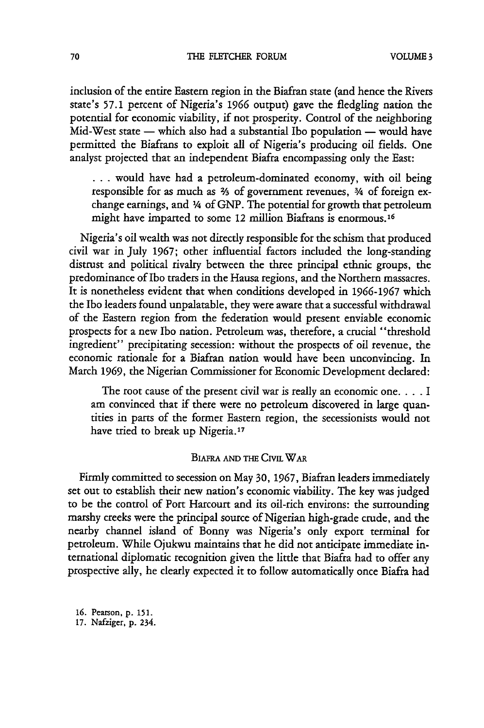inclusion of the entire Eastern region in the Biafran state (and hence the Rivers state's 57.1 percent of Nigeria's 1966 output) gave the fledgling nation the potential for economic viability, if not prosperity. Control of the neighboring Mid-West state — which also had a substantial Ibo population — would have permitted the Biafrans to exploit all of Nigeria's producing oil fields. One analyst projected that an independent Biafra encompassing only the East:

> . . . would have had a petroleum-dominated economy, with oil being responsible for as much as ⅔ of government revenues, ¾ of foreign exchange earnings, and ¼ of GNP. The potential for growth that petroleum might have imparted to some 12 million Biafrans is enormous.[16]

Nigeria's oil wealth was not directly responsible for the schism that produced civil war in July 1967; other influential factors included the long-standing distrust and political rivalry between the three principal ethnic groups, the predominance of Ibo traders in the Hausa regions, and the Northern massacres. It is nonetheless evident that when conditions developed in 1966-1967 which the Ibo leaders found unpalatable, they were aware that a successful withdrawal of the Eastern region from the federation would present enviable economic prospects for a new Ibo nation. Petroleum was, therefore, a crucial "threshold ingredient" precipitating secession: without the prospects of oil revenue, the economic rationale for a Biafran nation would have been unconvincing. In March 1969, the Nigerian Commissioner for Economic Development declared:

> The root cause of the present civil war is really an economic one. . . . I am convinced that if there were no petroleum discovered in large quantities in parts of the former Eastern region, the secessionists would not have tried to break up Nigeria.[17]

## BIAFRA AND THE CIVIL WAR

Firmly committed to secession on May 30, 1967, Biafran leaders immediately set out to establish their new nation's economic viability. The key was judged to be the control of Port Harcourt and its oil-rich environs: the surrounding marshy creeks were the principal source of Nigerian high-grade crude, and the nearby channel island of Bonny was Nigeria's only export terminal for petroleum. While Ojukwu maintains that he did not anticipate immediate international diplomatic recognition given the little that Biafra had to offer any prospective ally, he clearly expected it to follow automatically once Biafra had

16. Pearson, p. 151.
17. Nafziger, p. 234.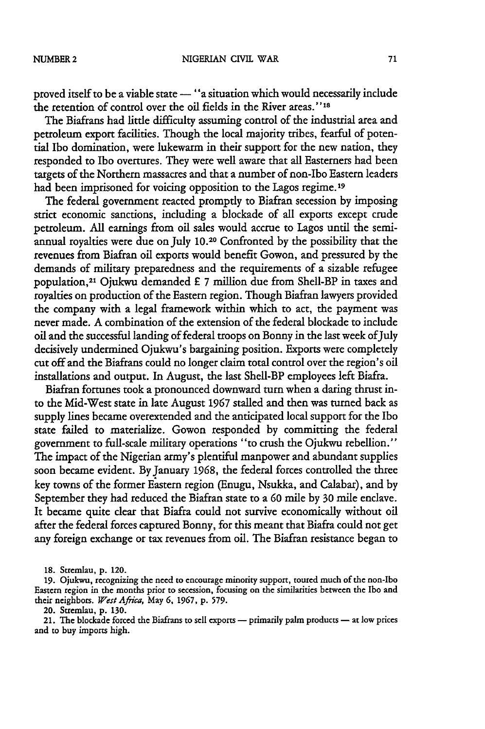proved itself to be a viable state — "a situation which would necessarily include the retention of control over the oil fields in the River areas."[18]

The Biafrans had little difficulty assuming control of the industrial area and petroleum export facilities. Though the local majority tribes, fearful of potential Ibo domination, were lukewarm in their support for the new nation, they responded to Ibo overtures. They were well aware that all Easterners had been targets of the Northern massacres and that a number of non-Ibo Eastern leaders had been imprisoned for voicing opposition to the Lagos regime.[19]

The federal government reacted promptly to Biafran secession by imposing strict economic sanctions, including a blockade of all exports except crude petroleum. All earnings from oil sales would accrue to Lagos until the semi-annual royalties were due on July 10.[20] Confronted by the possibility that the revenues from Biafran oil exports would benefit Gowon, and pressured by the demands of military preparedness and the requirements of a sizable refugee population,[21] Ojukwu demanded £ 7 million due from Shell-BP in taxes and royalties on production of the Eastern region. Though Biafran lawyers provided the company with a legal framework within which to act, the payment was never made. A combination of the extension of the federal blockade to include oil and the successful landing of federal troops on Bonny in the last week of July decisively undermined Ojukwu's bargaining position. Exports were completely cut off and the Biafrans could no longer claim total control over the region's oil installations and output. In August, the last Shell-BP employees left Biafra.

Biafran fortunes took a pronounced downward turn when a daring thrust into the Mid-West state in late August 1967 stalled and then was turned back as supply lines became overextended and the anticipated local support for the Ibo state failed to materialize. Gowon responded by committing the federal government to full-scale military operations "to crush the Ojukwu rebellion." The impact of the Nigerian army's plentiful manpower and abundant supplies soon became evident. By January 1968, the federal forces controlled the three key towns of the former Eastern region (Enugu, Nsukka, and Calabar), and by September they had reduced the Biafran state to a 60 mile by 30 mile enclave. It became quite clear that Biafra could not survive economically without oil after the federal forces captured Bonny, for this meant that Biafra could not get any foreign exchange or tax revenues from oil. The Biafran resistance began to

18. Stremlau, p. 120.

19. Ojukwu, recognizing the need to encourage minority support, toured much of the non-Ibo Eastern region in the months prior to secession, focusing on the similarities between the Ibo and their neighbors. *West Africa*, May 6, 1967, p. 579.

20. Stremlau, p. 130.

21. The blockade forced the Biafrans to sell exports — primarily palm products — at low prices and to buy imports high.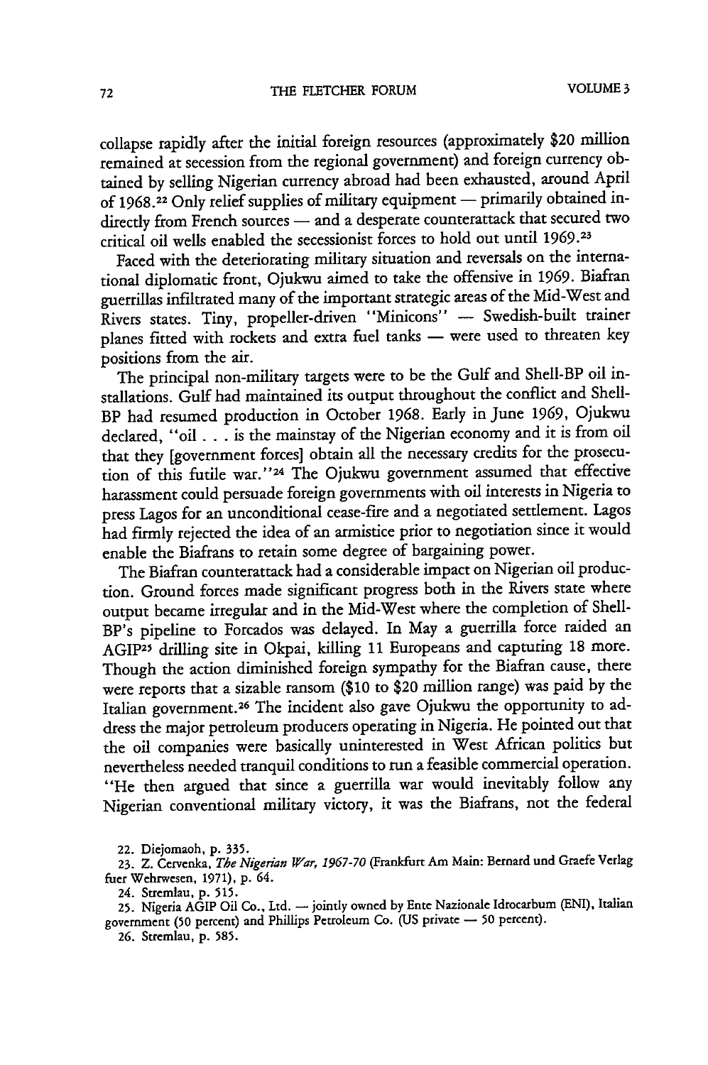collapse rapidly after the initial foreign resources (approximately $20 million remained at secession from the regional government) and foreign currency obtained by selling Nigerian currency abroad had been exhausted, around April of 1968.[22] Only relief supplies of military equipment — primarily obtained indirectly from French sources — and a desperate counterattack that secured two critical oil wells enabled the secessionist forces to hold out until 1969.[23]

Faced with the deteriorating military situation and reversals on the international diplomatic front, Ojukwu aimed to take the offensive in 1969. Biafran guerrillas infiltrated many of the important strategic areas of the Mid-West and Rivers states. Tiny, propeller-driven "Minicons" — Swedish-built trainer planes fitted with rockets and extra fuel tanks — were used to threaten key positions from the air.

The principal non-military targets were to be the Gulf and Shell-BP oil installations. Gulf had maintained its output throughout the conflict and Shell-BP had resumed production in October 1968. Early in June 1969, Ojukwu declared, "oil . . . is the mainstay of the Nigerian economy and it is from oil that they [government forces] obtain all the necessary credits for the prosecution of this futile war."[24] The Ojukwu government assumed that effective harassment could persuade foreign governments with oil interests in Nigeria to press Lagos for an unconditional cease-fire and a negotiated settlement. Lagos had firmly rejected the idea of an armistice prior to negotiation since it would enable the Biafrans to retain some degree of bargaining power.

The Biafran counterattack had a considerable impact on Nigerian oil production. Ground forces made significant progress both in the Rivers state where output became irregular and in the Mid-West where the completion of Shell-BP's pipeline to Forcados was delayed. In May a guerrilla force raided an AGIP[25] drilling site in Okpai, killing 11 Europeans and capturing 18 more. Though the action diminished foreign sympathy for the Biafran cause, there were reports that a sizable ransom ($10 to $20 million range) was paid by the Italian government.[26] The incident also gave Ojukwu the opportunity to address the major petroleum producers operating in Nigeria. He pointed out that the oil companies were basically uninterested in West African politics but nevertheless needed tranquil conditions to run a feasible commercial operation. "He then argued that since a guerrilla war would inevitably follow any Nigerian conventional military victory, it was the Biafrans, not the federal

22. Diejomaoh, p. 335.

23. Z. Cervenka, *The Nigerian War, 1967-70* (Frankfurt Am Main: Bernard und Graefe Verlag fuer Wehrwesen, 1971), p. 64.

24. Stremlau, p. 515.

25. Nigeria AGIP Oil Co., Ltd. — jointly owned by Ente Nazionale Idrocarbum (ENI), Italian government (50 percent) and Phillips Petroleum Co. (US private — 50 percent).

26. Stremlau, p. 585.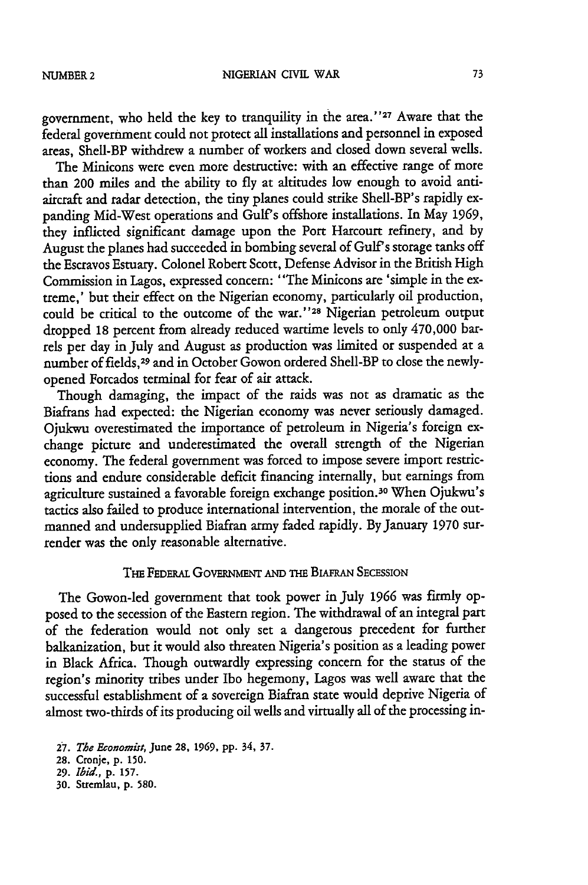government, who held the key to tranquility in the area."[27] Aware that the federal government could not protect all installations and personnel in exposed areas, Shell-BP withdrew a number of workers and closed down several wells.

The Minicons were even more destructive: with an effective range of more than 200 miles and the ability to fly at altitudes low enough to avoid anti-aircraft and radar detection, the tiny planes could strike Shell-BP's rapidly expanding Mid-West operations and Gulf's offshore installations. In May 1969, they inflicted significant damage upon the Port Harcourt refinery, and by August the planes had succeeded in bombing several of Gulf's storage tanks off the Escravos Estuary. Colonel Robert Scott, Defense Advisor in the British High Commission in Lagos, expressed concern: "The Minicons are 'simple in the extreme,' but their effect on the Nigerian economy, particularly oil production, could be critical to the outcome of the war."[28] Nigerian petroleum output dropped 18 percent from already reduced wartime levels to only 470,000 barrels per day in July and August as production was limited or suspended at a number of fields,[29] and in October Gowon ordered Shell-BP to close the newly-opened Forcados terminal for fear of air attack.

Though damaging, the impact of the raids was not as dramatic as the Biafrans had expected: the Nigerian economy was never seriously damaged. Ojukwu overestimated the importance of petroleum in Nigeria's foreign exchange picture and underestimated the overall strength of the Nigerian economy. The federal government was forced to impose severe import restrictions and endure considerable deficit financing internally, but earnings from agriculture sustained a favorable foreign exchange position.[30] When Ojukwu's tactics also failed to produce international intervention, the morale of the outmanned and undersupplied Biafran army faded rapidly. By January 1970 surrender was the only reasonable alternative.

## The Federal Government and the Biafran Secession

The Gowon-led government that took power in July 1966 was firmly opposed to the secession of the Eastern region. The withdrawal of an integral part of the federation would not only set a dangerous precedent for further balkanization, but it would also threaten Nigeria's position as a leading power in Black Africa. Though outwardly expressing concern for the status of the region's minority tribes under Ibo hegemony, Lagos was well aware that the successful establishment of a sovereign Biafran state would deprive Nigeria of almost two-thirds of its producing oil wells and virtually all of the processing in-

27. *The Economist*, June 28, 1969, pp. 34, 37.
28. Cronje, p. 150.
29. *Ibid.*, p. 157.
30. Stremlau, p. 580.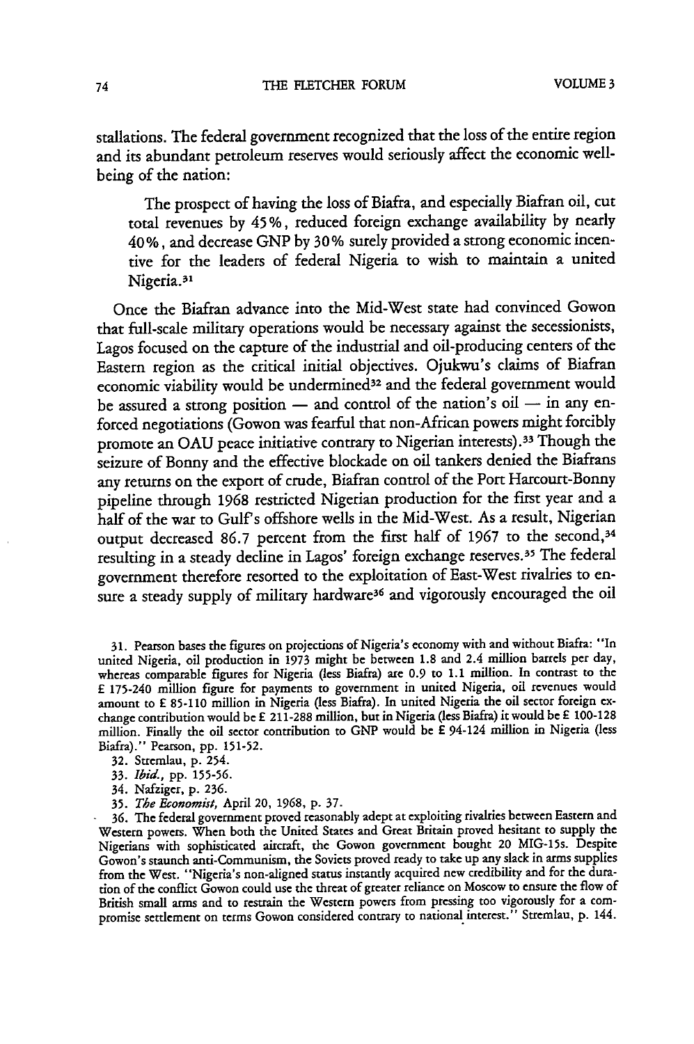stallations. The federal government recognized that the loss of the entire region and its abundant petroleum reserves would seriously affect the economic well-being of the nation:

> The prospect of having the loss of Biafra, and especially Biafran oil, cut total revenues by 45%, reduced foreign exchange availability by nearly 40%, and decrease GNP by 30% surely provided a strong economic incentive for the leaders of federal Nigeria to wish to maintain a united Nigeria.[31]

Once the Biafran advance into the Mid-West state had convinced Gowon that full-scale military operations would be necessary against the secessionists, Lagos focused on the capture of the industrial and oil-producing centers of the Eastern region as the critical initial objectives. Ojukwu's claims of Biafran economic viability would be undermined[32] and the federal government would be assured a strong position — and control of the nation's oil — in any enforced negotiations (Gowon was fearful that non-African powers might forcibly promote an OAU peace initiative contrary to Nigerian interests).[33] Though the seizure of Bonny and the effective blockade on oil tankers denied the Biafrans any returns on the export of crude, Biafran control of the Port Harcourt-Bonny pipeline through 1968 restricted Nigerian production for the first year and a half of the war to Gulf's offshore wells in the Mid-West. As a result, Nigerian output decreased 86.7 percent from the first half of 1967 to the second,[34] resulting in a steady decline in Lagos' foreign exchange reserves.[35] The federal government therefore resorted to the exploitation of East-West rivalries to ensure a steady supply of military hardware[36] and vigorously encouraged the oil

31. Pearson bases the figures on projections of Nigeria's economy with and without Biafra: "In united Nigeria, oil production in 1973 might be between 1.8 and 2.4 million barrels per day, whereas comparable figures for Nigeria (less Biafra) are 0.9 to 1.1 million. In contrast to the £ 175-240 million figure for payments to government in united Nigeria, oil revenues would amount to £ 85-110 million in Nigeria (less Biafra). In united Nigeria the oil sector foreign exchange contribution would be £ 211-288 million, but in Nigeria (less Biafra) it would be £ 100-128 million. Finally the oil sector contribution to GNP would be £ 94-124 million in Nigeria (less Biafra)." Pearson, pp. 151-52.

32. Stremlau, p. 254.

33. *Ibid.*, pp. 155-56.

34. Nafziger, p. 236.

35. *The Economist*, April 20, 1968, p. 37.

36. The federal government proved reasonably adept at exploiting rivalries between Eastern and Western powers. When both the United States and Great Britain proved hesitant to supply the Nigerians with sophisticated aircraft, the Gowon government bought 20 MIG-15s. Despite Gowon's staunch anti-Communism, the Soviets proved ready to take up any slack in arms supplies from the West. "Nigeria's non-aligned status instantly acquired new credibility and for the duration of the conflict Gowon could use the threat of greater reliance on Moscow to ensure the flow of British small arms and to restrain the Western powers from pressing too vigorously for a compromise settlement on terms Gowon considered contrary to national interest." Stremlau, p. 144.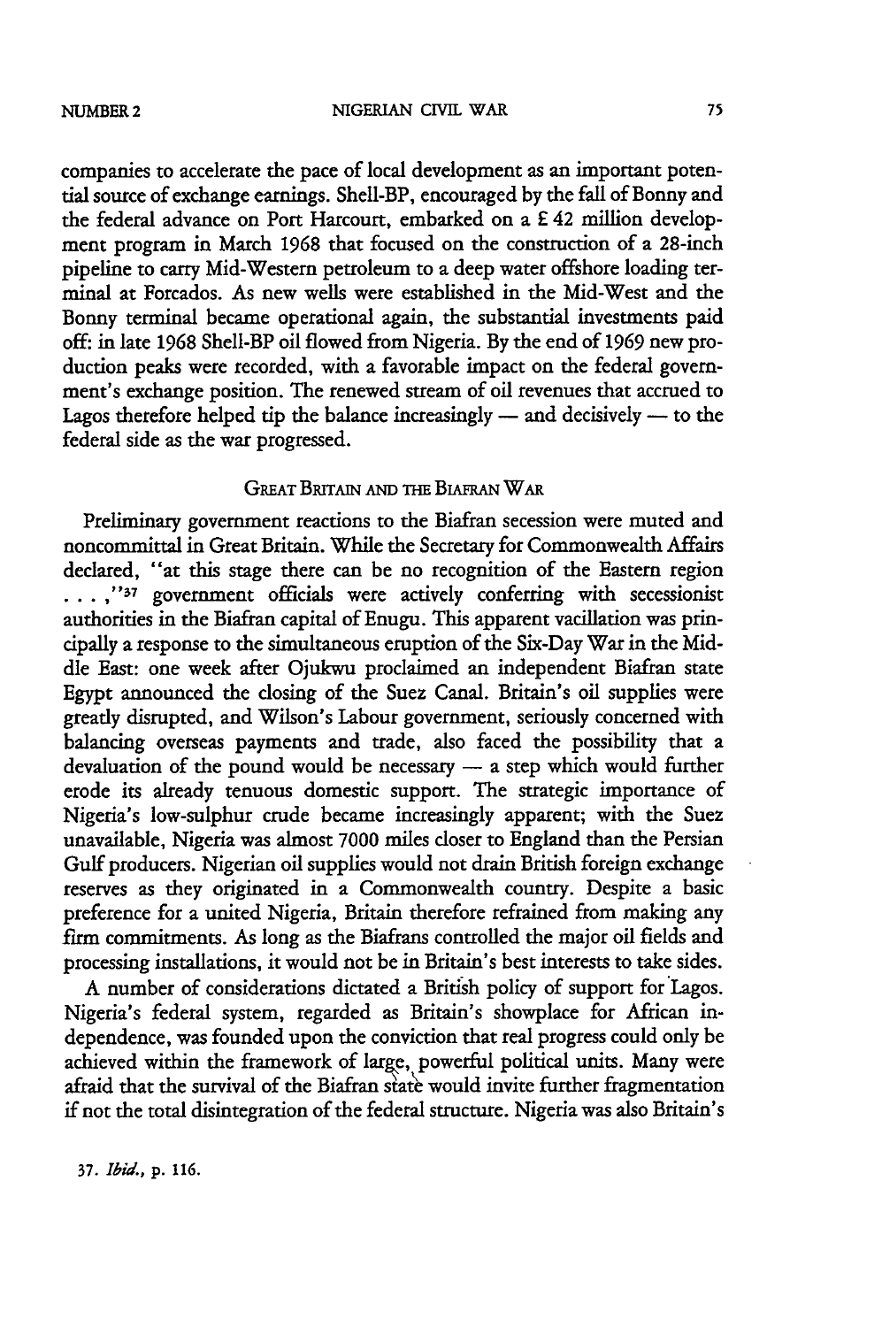companies to accelerate the pace of local development as an important potential source of exchange earnings. Shell-BP, encouraged by the fall of Bonny and the federal advance on Port Harcourt, embarked on a £ 42 million development program in March 1968 that focused on the construction of a 28-inch pipeline to carry Mid-Western petroleum to a deep water offshore loading terminal at Forcados. As new wells were established in the Mid-West and the Bonny terminal became operational again, the substantial investments paid off: in late 1968 Shell-BP oil flowed from Nigeria. By the end of 1969 new production peaks were recorded, with a favorable impact on the federal government's exchange position. The renewed stream of oil revenues that accrued to Lagos therefore helped tip the balance increasingly — and decisively — to the federal side as the war progressed.

## GREAT BRITAIN AND THE BIAFRAN WAR

Preliminary government reactions to the Biafran secession were muted and noncommittal in Great Britain. While the Secretary for Commonwealth Affairs declared, "at this stage there can be no recognition of the Eastern region . . . ,"[37] government officials were actively conferring with secessionist authorities in the Biafran capital of Enugu. This apparent vacillation was principally a response to the simultaneous eruption of the Six-Day War in the Middle East: one week after Ojukwu proclaimed an independent Biafran state Egypt announced the closing of the Suez Canal. Britain's oil supplies were greatly disrupted, and Wilson's Labour government, seriously concerned with balancing overseas payments and trade, also faced the possibility that a devaluation of the pound would be necessary — a step which would further erode its already tenuous domestic support. The strategic importance of Nigeria's low-sulphur crude became increasingly apparent; with the Suez unavailable, Nigeria was almost 7000 miles closer to England than the Persian Gulf producers. Nigerian oil supplies would not drain British foreign exchange reserves as they originated in a Commonwealth country. Despite a basic preference for a united Nigeria, Britain therefore refrained from making any firm commitments. As long as the Biafrans controlled the major oil fields and processing installations, it would not be in Britain's best interests to take sides.

A number of considerations dictated a British policy of support for Lagos. Nigeria's federal system, regarded as Britain's showplace for African independence, was founded upon the conviction that real progress could only be achieved within the framework of large, powerful political units. Many were afraid that the survival of the Biafran state would invite further fragmentation if not the total disintegration of the federal structure. Nigeria was also Britain's

37. *Ibid.*, p. 116.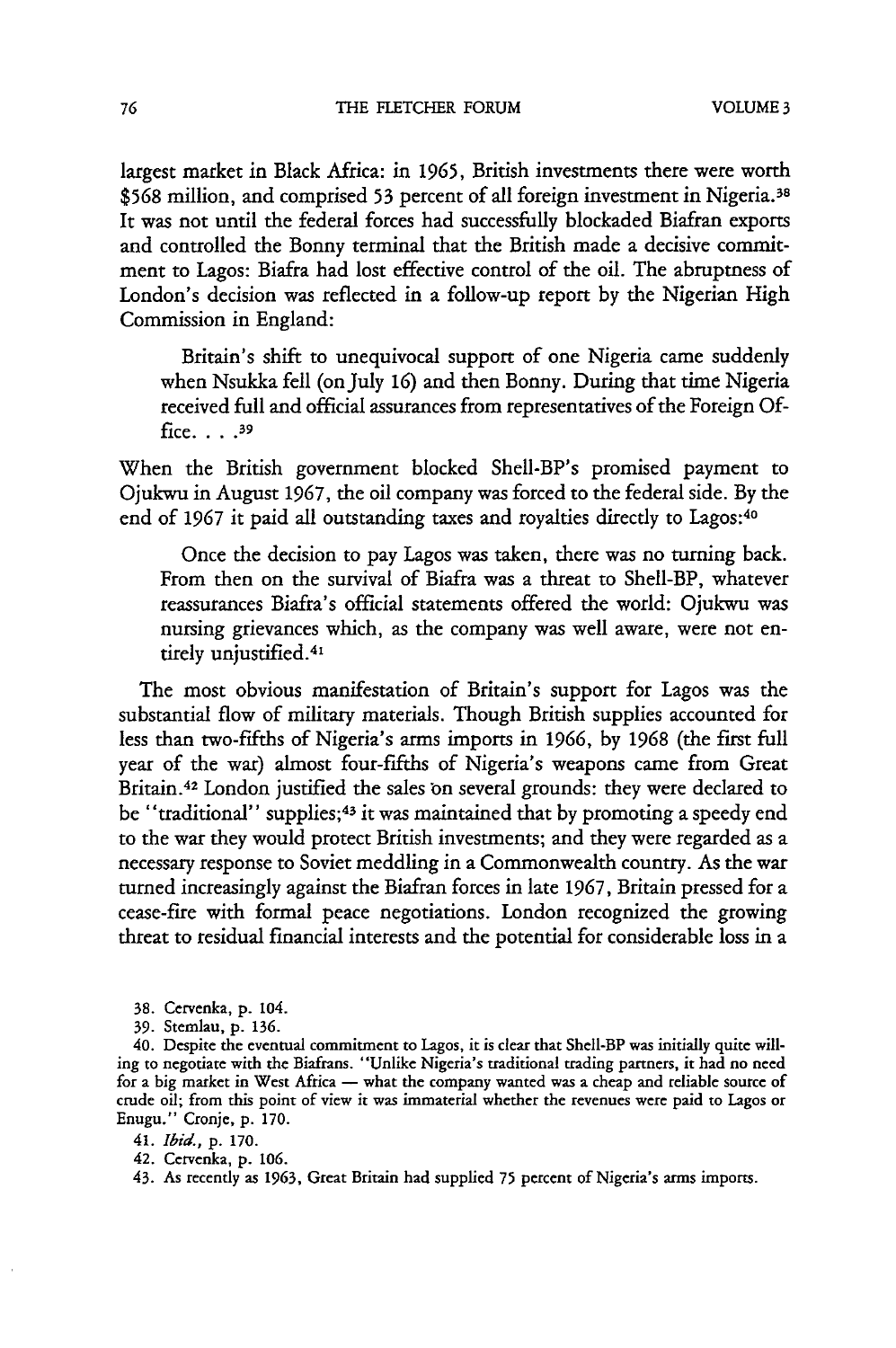largest market in Black Africa: in 1965, British investments there were worth $568 million, and comprised 53 percent of all foreign investment in Nigeria.[38] It was not until the federal forces had successfully blockaded Biafran exports and controlled the Bonny terminal that the British made a decisive commitment to Lagos: Biafra had lost effective control of the oil. The abruptness of London's decision was reflected in a follow-up report by the Nigerian High Commission in England:

> Britain's shift to unequivocal support of one Nigeria came suddenly when Nsukka fell (on July 16) and then Bonny. During that time Nigeria received full and official assurances from representatives of the Foreign Office. . . .[39]

When the British government blocked Shell-BP's promised payment to Ojukwu in August 1967, the oil company was forced to the federal side. By the end of 1967 it paid all outstanding taxes and royalties directly to Lagos:[40]

> Once the decision to pay Lagos was taken, there was no turning back. From then on the survival of Biafra was a threat to Shell-BP, whatever reassurances Biafra's official statements offered the world: Ojukwu was nursing grievances which, as the company was well aware, were not entirely unjustified.[41]

The most obvious manifestation of Britain's support for Lagos was the substantial flow of military materials. Though British supplies accounted for less than two-fifths of Nigeria's arms imports in 1966, by 1968 (the first full year of the war) almost four-fifths of Nigeria's weapons came from Great Britain.[42] London justified the sales on several grounds: they were declared to be "traditional" supplies;[43] it was maintained that by promoting a speedy end to the war they would protect British investments; and they were regarded as a necessary response to Soviet meddling in a Commonwealth country. As the war turned increasingly against the Biafran forces in late 1967, Britain pressed for a cease-fire with formal peace negotiations. London recognized the growing threat to residual financial interests and the potential for considerable loss in a

---

38. Cervenka, p. 104.

39. Stemlau, p. 136.

40. Despite the eventual commitment to Lagos, it is clear that Shell-BP was initially quite willing to negotiate with the Biafrans. "Unlike Nigeria's traditional trading partners, it had no need for a big market in West Africa — what the company wanted was a cheap and reliable source of crude oil; from this point of view it was immaterial whether the revenues were paid to Lagos or Enugu." Cronje, p. 170.

41. *Ibid.*, p. 170.

42. Cervenka, p. 106.

43. As recently as 1963, Great Britain had supplied 75 percent of Nigeria's arms imports.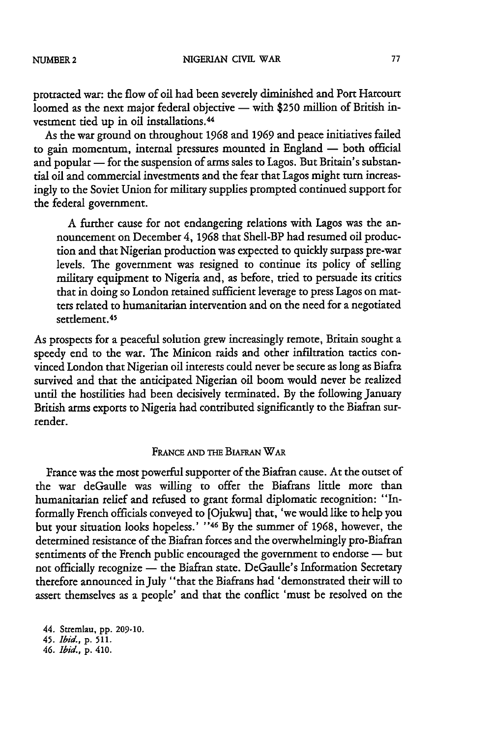protracted war: the flow of oil had been severely diminished and Port Harcourt loomed as the next major federal objective — with $250 million of British investment tied up in oil installations.[44]

As the war ground on throughout 1968 and 1969 and peace initiatives failed to gain momentum, internal pressures mounted in England — both official and popular — for the suspension of arms sales to Lagos. But Britain's substantial oil and commercial investments and the fear that Lagos might turn increasingly to the Soviet Union for military supplies prompted continued support for the federal government.

> A further cause for not endangering relations with Lagos was the announcement on December 4, 1968 that Shell-BP had resumed oil production and that Nigerian production was expected to quickly surpass pre-war levels. The government was resigned to continue its policy of selling military equipment to Nigeria and, as before, tried to persuade its critics that in doing so London retained sufficient leverage to press Lagos on matters related to humanitarian intervention and on the need for a negotiated settlement.[45]

As prospects for a peaceful solution grew increasingly remote, Britain sought a speedy end to the war. The Minicon raids and other infiltration tactics convinced London that Nigerian oil interests could never be secure as long as Biafra survived and that the anticipated Nigerian oil boom would never be realized until the hostilities had been decisively terminated. By the following January British arms exports to Nigeria had contributed significantly to the Biafran surrender.

## France and the Biafran War

France was the most powerful supporter of the Biafran cause. At the outset of the war deGaulle was willing to offer the Biafrans little more than humanitarian relief and refused to grant formal diplomatic recognition: "Informally French officials conveyed to [Ojukwu] that, 'we would like to help you but your situation looks hopeless.' "[46] By the summer of 1968, however, the determined resistance of the Biafran forces and the overwhelmingly pro-Biafran sentiments of the French public encouraged the government to endorse — but not officially recognize — the Biafran state. DeGaulle's Information Secretary therefore announced in July "that the Biafrans had 'demonstrated their will to assert themselves as a people' and that the conflict 'must be resolved on the

44. Stremlau, pp. 209-10.
45. *Ibid.*, p. 511.
46. *Ibid.*, p. 410.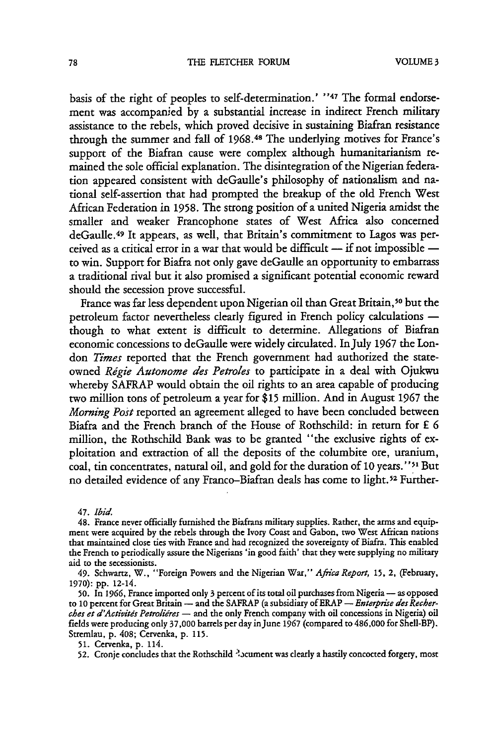basis of the right of peoples to self-determination.' "[47] The formal endorsement was accompanied by a substantial increase in indirect French military assistance to the rebels, which proved decisive in sustaining Biafran resistance through the summer and fall of 1968.[48] The underlying motives for France's support of the Biafran cause were complex although humanitarianism remained the sole official explanation. The disintegration of the Nigerian federation appeared consistent with deGaulle's philosophy of nationalism and national self-assertion that had prompted the breakup of the old French West African Federation in 1958. The strong position of a united Nigeria amidst the smaller and weaker Francophone states of West Africa also concerned deGaulle.[49] It appears, as well, that Britain's commitment to Lagos was perceived as a critical error in a war that would be difficult — if not impossible — to win. Support for Biafra not only gave deGaulle an opportunity to embarrass a traditional rival but it also promised a significant potential economic reward should the secession prove successful.

France was far less dependent upon Nigerian oil than Great Britain,[50] but the petroleum factor nevertheless clearly figured in French policy calculations — though to what extent is difficult to determine. Allegations of Biafran economic concessions to deGaulle were widely circulated. In July 1967 the London *Times* reported that the French government had authorized the state-owned *Régie Autonome des Petroles* to participate in a deal with Ojukwu whereby SAFRAP would obtain the oil rights to an area capable of producing two million tons of petroleum a year for $15 million. And in August 1967 the *Morning Post* reported an agreement alleged to have been concluded between Biafra and the French branch of the House of Rothschild: in return for £ 6 million, the Rothschild Bank was to be granted "the exclusive rights of exploitation and extraction of all the deposits of the columbite ore, uranium, coal, tin concentrates, natural oil, and gold for the duration of 10 years."[51] But no detailed evidence of any Franco-Biafran deals has come to light.[52] Further-

47. *Ibid.*

48. France never officially furnished the Biafrans military supplies. Rather, the arms and equipment were acquired by the rebels through the Ivory Coast and Gabon, two West African nations that maintained close ties with France and had recognized the sovereignty of Biafra. This enabled the French to periodically assure the Nigerians 'in good faith' that they were supplying no military aid to the secessionists.

49. Schwartz, W., "Foreign Powers and the Nigerian War," *Africa Report*, 15, 2, (February, 1970): pp. 12-14.

50. In 1966, France imported only 3 percent of its total oil purchases from Nigeria — as opposed to 10 percent for Great Britain — and the SAFRAP (a subsidiary of ERAP — *Enterprise des Recherches et d'Activités Petrolières* — and the only French company with oil concessions in Nigeria) oil fields were producing only 37,000 barrels per day in June 1967 (compared to 486,000 for Shell-BP). Stremlau, p. 408; Cervenka, p. 115.

51. Cervenka, p. 114.

52. Cronje concludes that the Rothschild document was clearly a hastily concocted forgery, most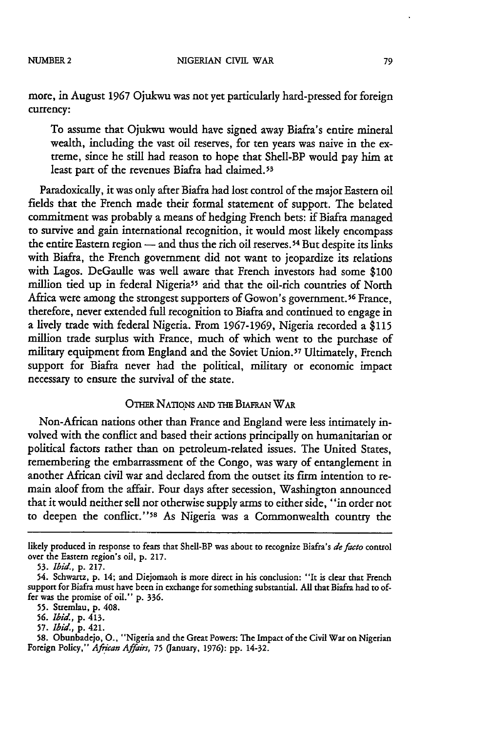more, in August 1967 Ojukwu was not yet particularly hard-pressed for foreign currency:

> To assume that Ojukwu would have signed away Biafra's entire mineral wealth, including the vast oil reserves, for ten years was naive in the extreme, since he still had reason to hope that Shell-BP would pay him at least part of the revenues Biafra had claimed.[53]

Paradoxically, it was only after Biafra had lost control of the major Eastern oil fields that the French made their formal statement of support. The belated commitment was probably a means of hedging French bets: if Biafra managed to survive and gain international recognition, it would most likely encompass the entire Eastern region — and thus the rich oil reserves.[54] But despite its links with Biafra, the French government did not want to jeopardize its relations with Lagos. DeGaulle was well aware that French investors had some $100 million tied up in federal Nigeria[55] and that the oil-rich countries of North Africa were among the strongest supporters of Gowon's government.[56] France, therefore, never extended full recognition to Biafra and continued to engage in a lively trade with federal Nigeria. From 1967-1969, Nigeria recorded a $115 million trade surplus with France, much of which went to the purchase of military equipment from England and the Soviet Union.[57] Ultimately, French support for Biafra never had the political, military or economic impact necessary to ensure the survival of the state.

## OTHER NATIONS AND THE BIAFRAN WAR

Non-African nations other than France and England were less intimately involved with the conflict and based their actions principally on humanitarian or political factors rather than on petroleum-related issues. The United States, remembering the embarrassment of the Congo, was wary of entanglement in another African civil war and declared from the outset its firm intention to remain aloof from the affair. Four days after secession, Washington announced that it would neither sell nor otherwise supply arms to either side, "in order not to deepen the conflict."[58] As Nigeria was a Commonwealth country the

---

likely produced in response to fears that Shell-BP was about to recognize Biafra's *de facto* control over the Eastern region's oil, p. 217.

53. *Ibid.*, p. 217.

54. Schwartz, p. 14; and Diejomaoh is more direct in his conclusion: "It is clear that French support for Biafra must have been in exchange for something substantial. All that Biafra had to offer was the promise of oil." p. 336.

55. Stremlau, p. 408.

56. *Ibid.*, p. 413.

57. *Ibid.*, p. 421.

58. Obunbadejo, O., "Nigeria and the Great Powers: The Impact of the Civil War on Nigerian Foreign Policy," *African Affairs*, 75 (January, 1976): pp. 14-32.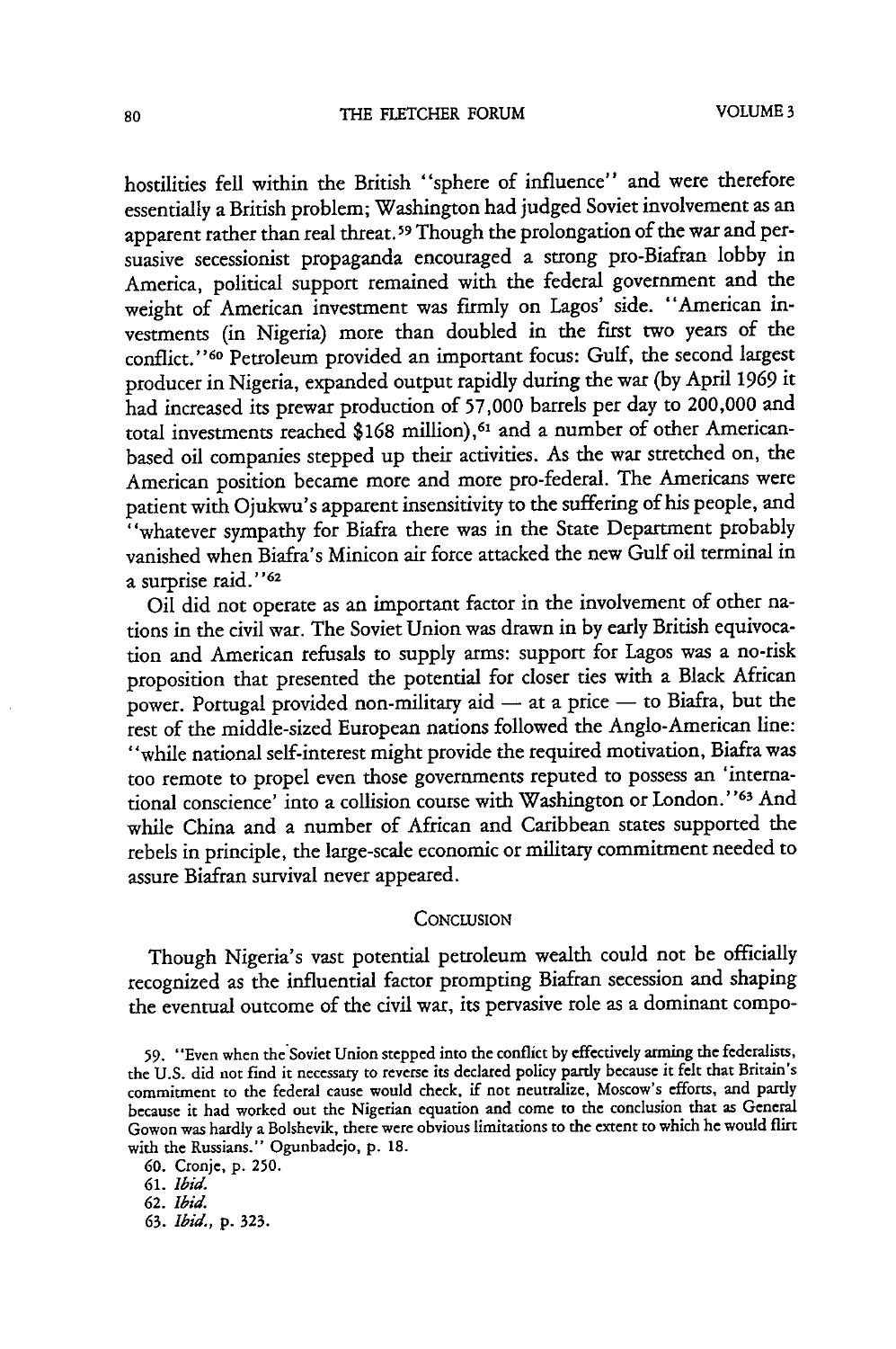hostilities fell within the British "sphere of influence" and were therefore essentially a British problem; Washington had judged Soviet involvement as an apparent rather than real threat.[59] Though the prolongation of the war and persuasive secessionist propaganda encouraged a strong pro-Biafran lobby in America, political support remained with the federal government and the weight of American investment was firmly on Lagos' side. "American investments (in Nigeria) more than doubled in the first two years of the conflict."[60] Petroleum provided an important focus: Gulf, the second largest producer in Nigeria, expanded output rapidly during the war (by April 1969 it had increased its prewar production of 57,000 barrels per day to 200,000 and total investments reached $168 million),[61] and a number of other American-based oil companies stepped up their activities. As the war stretched on, the American position became more and more pro-federal. The Americans were patient with Ojukwu's apparent insensitivity to the suffering of his people, and "whatever sympathy for Biafra there was in the State Department probably vanished when Biafra's Minicon air force attacked the new Gulf oil terminal in a surprise raid."[62]

Oil did not operate as an important factor in the involvement of other nations in the civil war. The Soviet Union was drawn in by early British equivocation and American refusals to supply arms: support for Lagos was a no-risk proposition that presented the potential for closer ties with a Black African power. Portugal provided non-military aid — at a price — to Biafra, but the rest of the middle-sized European nations followed the Anglo-American line: "while national self-interest might provide the required motivation, Biafra was too remote to propel even those governments reputed to possess an 'international conscience' into a collision course with Washington or London."[63] And while China and a number of African and Caribbean states supported the rebels in principle, the large-scale economic or military commitment needed to assure Biafran survival never appeared.

## Conclusion

Though Nigeria's vast potential petroleum wealth could not be officially recognized as the influential factor prompting Biafran secession and shaping the eventual outcome of the civil war, its pervasive role as a dominant compo-

59. "Even when the Soviet Union stepped into the conflict by effectively arming the federalists, the U.S. did not find it necessary to reverse its declared policy partly because it felt that Britain's commitment to the federal cause would check, if not neutralize, Moscow's efforts, and partly because it had worked out the Nigerian equation and come to the conclusion that as General Gowon was hardly a Bolshevik, there were obvious limitations to the extent to which he would flirt with the Russians." Ogunbadejo, p. 18.

60. Cronje, p. 250.

61. *Ibid.*

62. *Ibid.*

63. *Ibid.*, p. 323.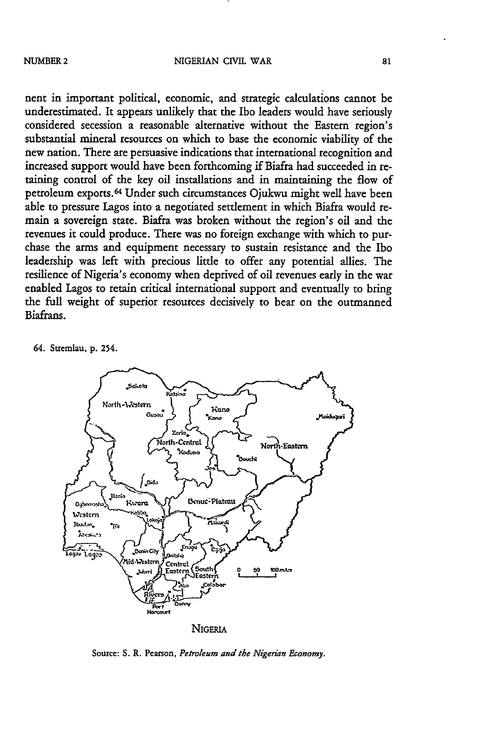nent in important political, economic, and strategic calculations cannot be underestimated. It appears unlikely that the Ibo leaders would have seriously considered secession a reasonable alternative without the Eastern region's substantial mineral resources on which to base the economic viability of the new nation. There are persuasive indications that international recognition and increased support would have been forthcoming if Biafra had succeeded in retaining control of the key oil installations and in maintaining the flow of petroleum exports.[64] Under such circumstances Ojukwu might well have been able to pressure Lagos into a negotiated settlement in which Biafra would remain a sovereign state. Biafra was broken without the region's oil and the revenues it could produce. There was no foreign exchange with which to purchase the arms and equipment necessary to sustain resistance and the Ibo leadership was left with precious little to offer any potential allies. The resilience of Nigeria's economy when deprived of oil revenues early in the war enabled Lagos to retain critical international support and eventually to bring the full weight of superior resources decisively to bear on the outmanned Biafrans.

64. Stremlau, p. 254.

Sokoto
Katsina
North-Western
Gusau
Kano
Kano
Maiduguri
Zaria
North-Central
Kaduna
North-Eastern
Bauchi
Jos
Bida
Ilorin
Kwara
Benue-Plateau
Ogbomosho
Kabba
Western
Lokoja
Makurdi
Ibadan
Ife
Abeokuta
Enugu
Ogoja
Lagos Lagos
Benin City
Onitsha
Mid-Western
Central Eastern
South Eastern
Warri
0 50 100 miles
Aba
Calabar
Rivers
Port Harcourt
Bonny

NIGERIA

Source: S. R. Pearson, *Petroleum and the Nigerian Economy.*